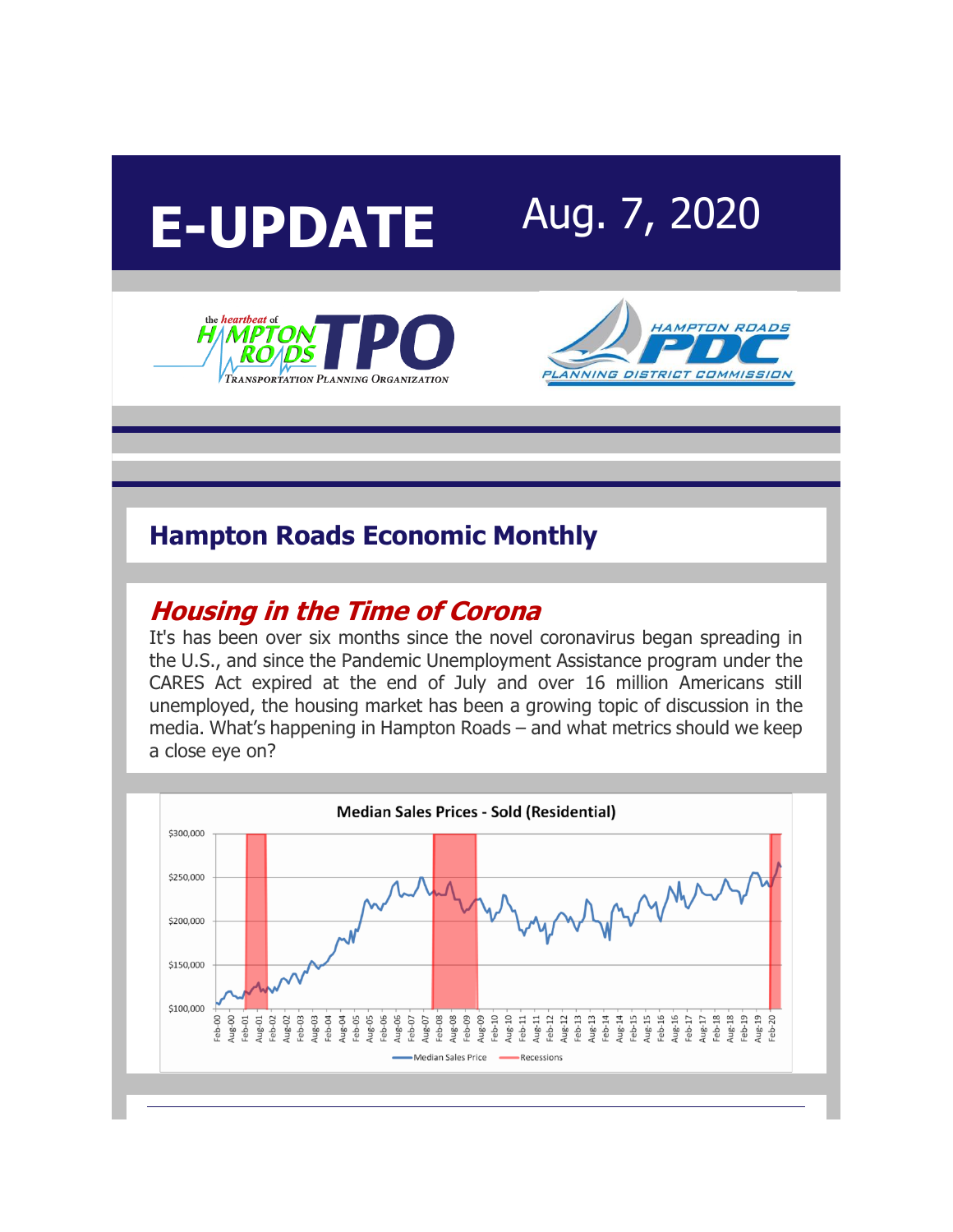# E-UPDATE Aug. 7, 2020

## Hampton Roads Economic Monthly

### *Housing in the Time of Corona*

It's has been over six months since the novel coronavirus began spreading in the U.S., and since the Pandemic Unemployment Assistance program under the CARES Act expired at the end of July and over 16 million Americans still unemployed, the housing market has been a growing topic of discussion in the media. What's happening in Hampton Roads – and what metrics should we keep a close eye on?

Median Sales Prices - Sold (Residential)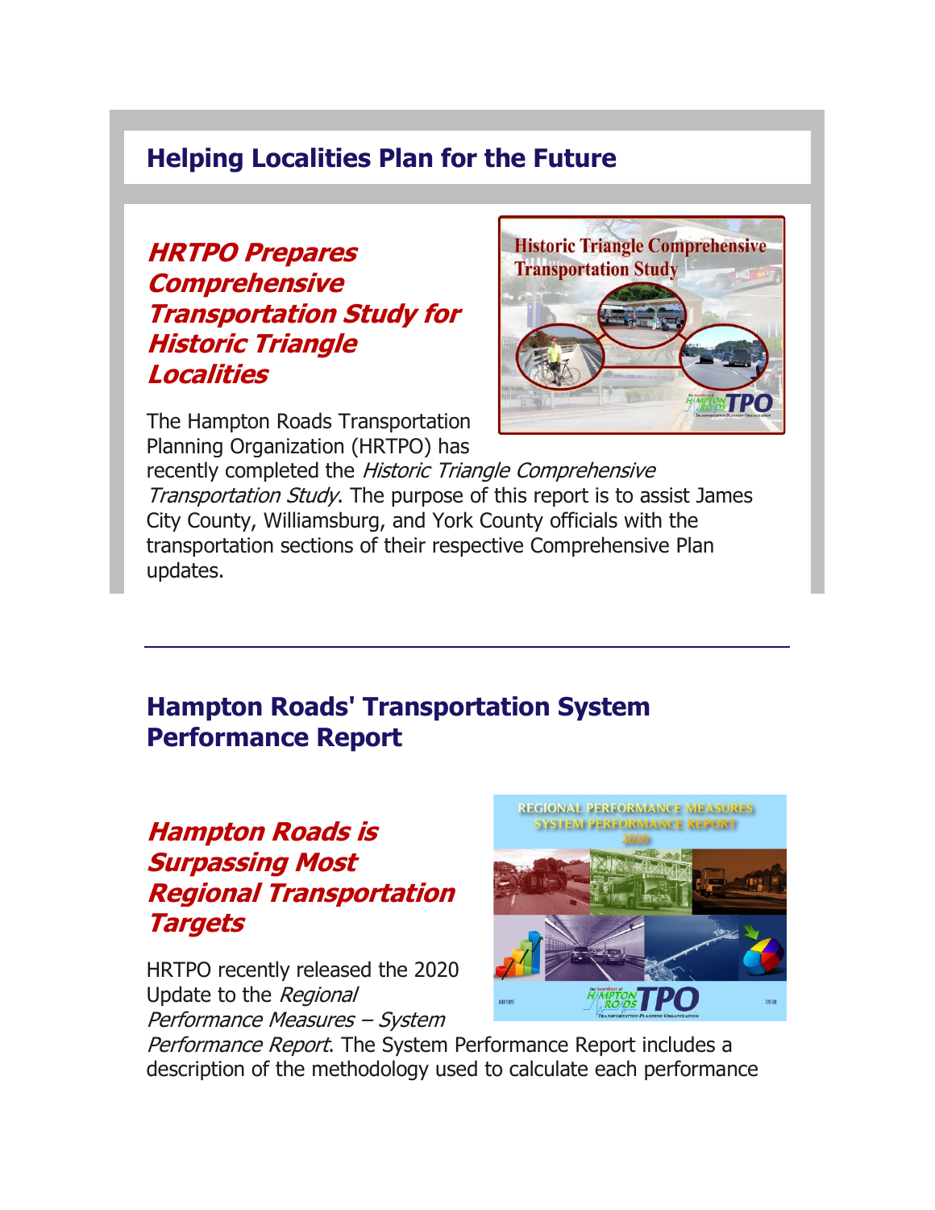## Helping Localities Plan for the Future

### ***HRTPO Prepares Comprehensive Transportation Study for Historic Triangle Localities***

The Hampton Roads Transportation Planning Organization (HRTPO) has recently completed the *Historic Triangle Comprehensive Transportation Study*. The purpose of this report is to assist James City County, Williamsburg, and York County officials with the transportation sections of their respective Comprehensive Plan updates.

---

## Hampton Roads' Transportation System Performance Report

### ***Hampton Roads is Surpassing Most Regional Transportation Targets***

HRTPO recently released the 2020 Update to the *Regional Performance Measures – System Performance Report*. The System Performance Report includes a description of the methodology used to calculate each performance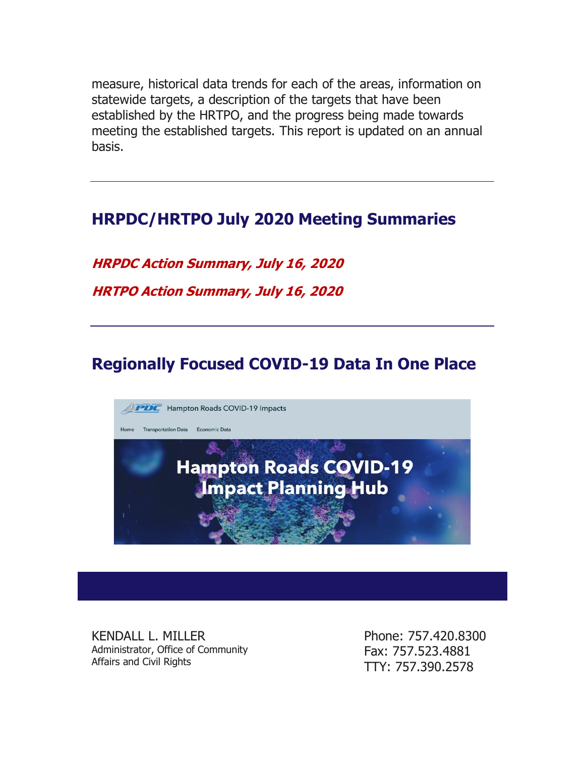measure, historical data trends for each of the areas, information on statewide targets, a description of the targets that have been established by the HRTPO, and the progress being made towards meeting the established targets. This report is updated on an annual basis.

---

## HRPDC/HRTPO July 2020 Meeting Summaries

***HRPDC Action Summary, July 16, 2020***

***HRTPO Action Summary, July 16, 2020***

---

## Regionally Focused COVID-19 Data In One Place

Hampton Roads COVID-19 Impacts

Home Transportation Data Economic Data

Hampton Roads COVID-19 Impact Planning Hub

KENDALL L. MILLER
Administrator, Office of Community Affairs and Civil Rights

Phone: 757.420.8300
Fax: 757.523.4881
TTY: 757.390.2578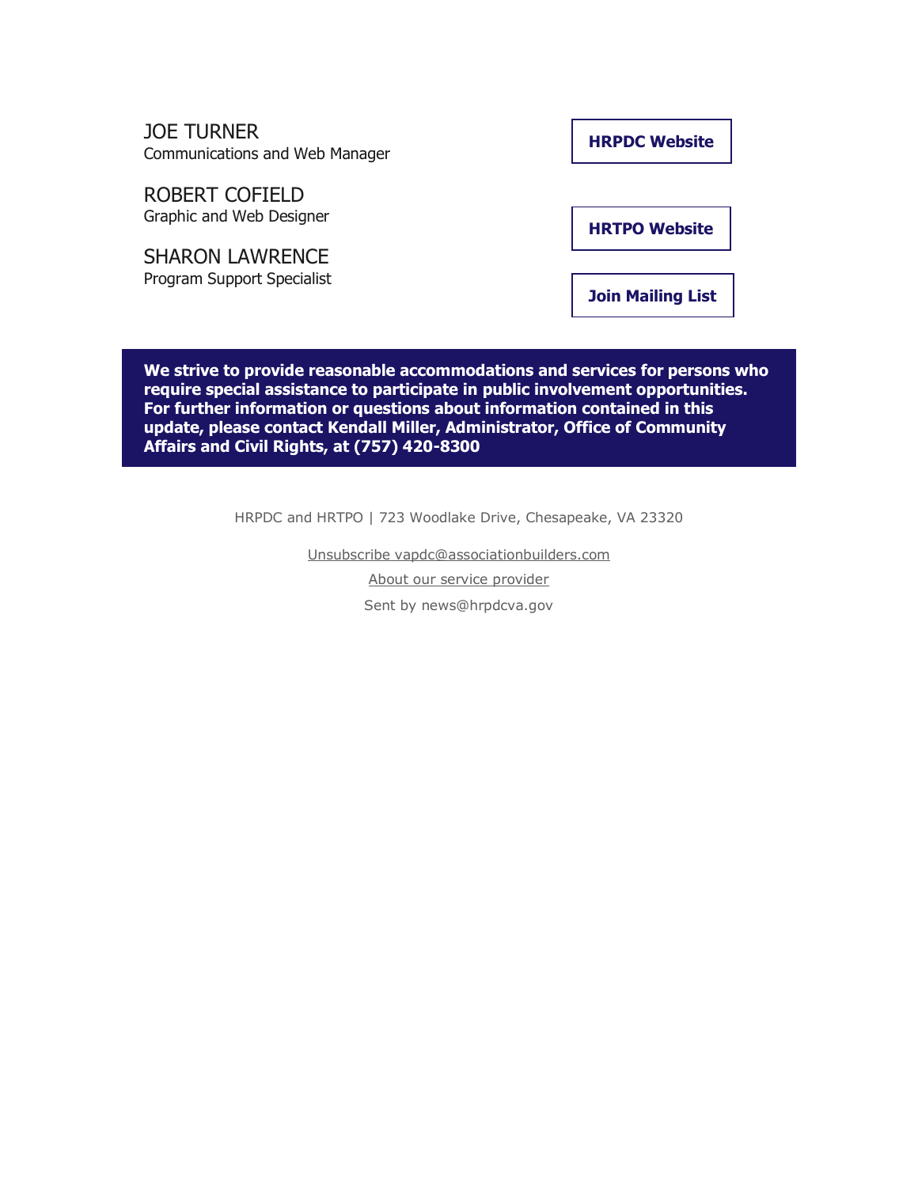JOE TURNER
Communications and Web Manager

ROBERT COFIELD
Graphic and Web Designer

SHARON LAWRENCE
Program Support Specialist

**HRPDC Website**

**HRTPO Website**

**Join Mailing List**

**We strive to provide reasonable accommodations and services for persons who require special assistance to participate in public involvement opportunities. For further information or questions about information contained in this update, please contact Kendall Miller, Administrator, Office of Community Affairs and Civil Rights, at (757) 420-8300**

HRPDC and HRTPO | 723 Woodlake Drive, Chesapeake, VA 23320

Unsubscribe vapdc@associationbuilders.com

About our service provider

Sent by news@hrpdcva.gov